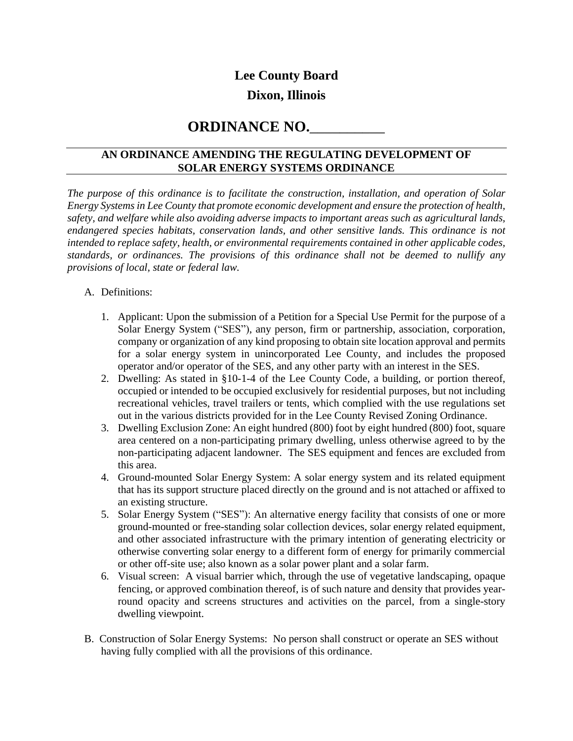**Lee County Board**

**Dixon, Illinois**

# ORDINANCE NO.__________

**AN ORDINANCE AMENDING THE REGULATING DEVELOPMENT OF SOLAR ENERGY SYSTEMS ORDINANCE**

*The purpose of this ordinance is to facilitate the construction, installation, and operation of Solar Energy Systems in Lee County that promote economic development and ensure the protection of health, safety, and welfare while also avoiding adverse impacts to important areas such as agricultural lands, endangered species habitats, conservation lands, and other sensitive lands. This ordinance is not intended to replace safety, health, or environmental requirements contained in other applicable codes, standards, or ordinances. The provisions of this ordinance shall not be deemed to nullify any provisions of local, state or federal law.*

A. Definitions:

1. Applicant: Upon the submission of a Petition for a Special Use Permit for the purpose of a Solar Energy System ("SES"), any person, firm or partnership, association, corporation, company or organization of any kind proposing to obtain site location approval and permits for a solar energy system in unincorporated Lee County, and includes the proposed operator and/or operator of the SES, and any other party with an interest in the SES.
2. Dwelling: As stated in §10-1-4 of the Lee County Code, a building, or portion thereof, occupied or intended to be occupied exclusively for residential purposes, but not including recreational vehicles, travel trailers or tents, which complied with the use regulations set out in the various districts provided for in the Lee County Revised Zoning Ordinance.
3. Dwelling Exclusion Zone: An eight hundred (800) foot by eight hundred (800) foot, square area centered on a non-participating primary dwelling, unless otherwise agreed to by the non-participating adjacent landowner. The SES equipment and fences are excluded from this area.
4. Ground-mounted Solar Energy System: A solar energy system and its related equipment that has its support structure placed directly on the ground and is not attached or affixed to an existing structure.
5. Solar Energy System ("SES"): An alternative energy facility that consists of one or more ground-mounted or free-standing solar collection devices, solar energy related equipment, and other associated infrastructure with the primary intention of generating electricity or otherwise converting solar energy to a different form of energy for primarily commercial or other off-site use; also known as a solar power plant and a solar farm.
6. Visual screen: A visual barrier which, through the use of vegetative landscaping, opaque fencing, or approved combination thereof, is of such nature and density that provides year-round opacity and screens structures and activities on the parcel, from a single-story dwelling viewpoint.

B. Construction of Solar Energy Systems: No person shall construct or operate an SES without having fully complied with all the provisions of this ordinance.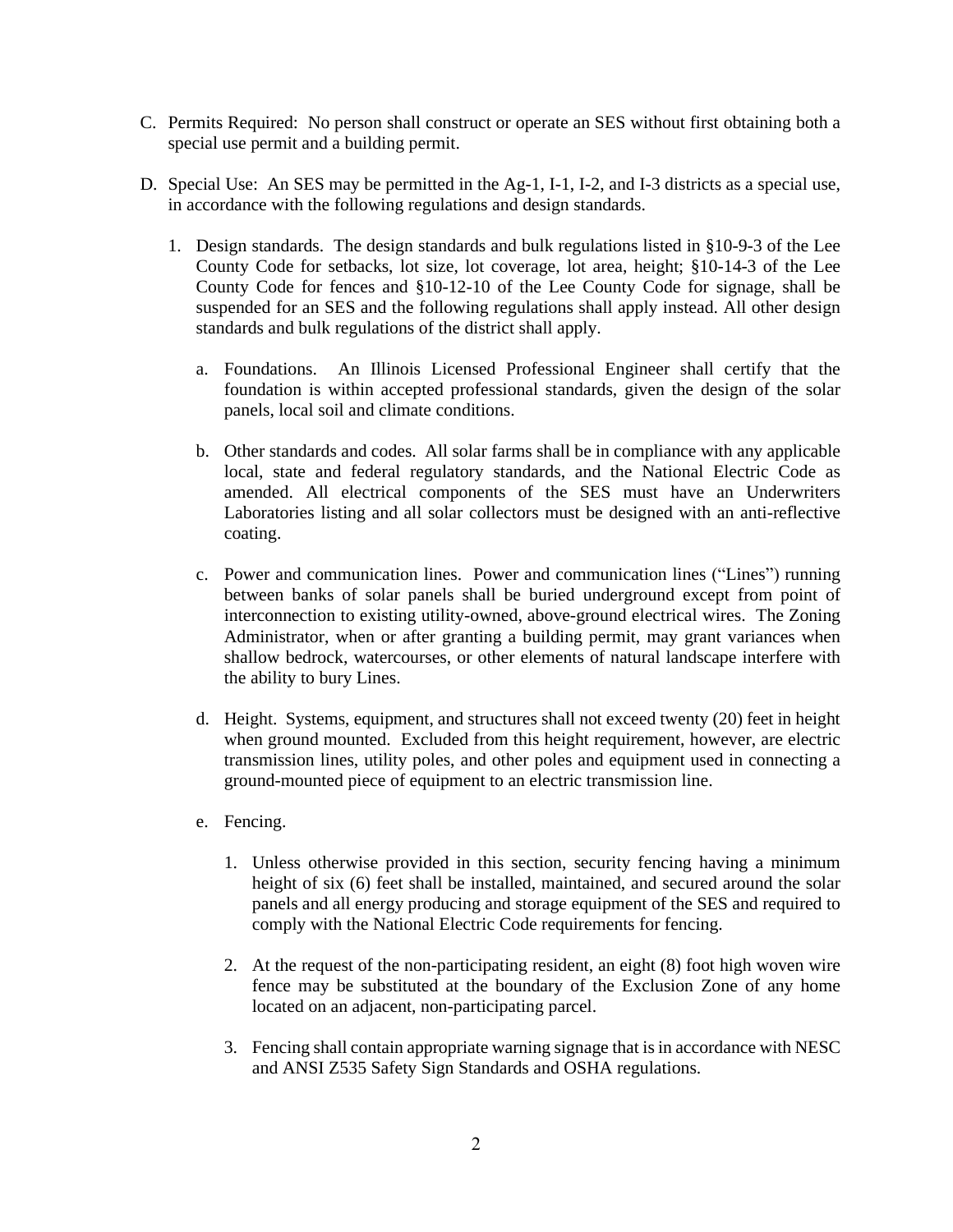C. Permits Required: No person shall construct or operate an SES without first obtaining both a special use permit and a building permit.

D. Special Use: An SES may be permitted in the Ag-1, I-1, I-2, and I-3 districts as a special use, in accordance with the following regulations and design standards.

   1. Design standards. The design standards and bulk regulations listed in §10-9-3 of the Lee County Code for setbacks, lot size, lot coverage, lot area, height; §10-14-3 of the Lee County Code for fences and §10-12-10 of the Lee County Code for signage, shall be suspended for an SES and the following regulations shall apply instead. All other design standards and bulk regulations of the district shall apply.

      a. Foundations. An Illinois Licensed Professional Engineer shall certify that the foundation is within accepted professional standards, given the design of the solar panels, local soil and climate conditions.

      b. Other standards and codes. All solar farms shall be in compliance with any applicable local, state and federal regulatory standards, and the National Electric Code as amended. All electrical components of the SES must have an Underwriters Laboratories listing and all solar collectors must be designed with an anti-reflective coating.

      c. Power and communication lines. Power and communication lines ("Lines") running between banks of solar panels shall be buried underground except from point of interconnection to existing utility-owned, above-ground electrical wires. The Zoning Administrator, when or after granting a building permit, may grant variances when shallow bedrock, watercourses, or other elements of natural landscape interfere with the ability to bury Lines.

      d. Height. Systems, equipment, and structures shall not exceed twenty (20) feet in height when ground mounted. Excluded from this height requirement, however, are electric transmission lines, utility poles, and other poles and equipment used in connecting a ground-mounted piece of equipment to an electric transmission line.

      e. Fencing.

         1. Unless otherwise provided in this section, security fencing having a minimum height of six (6) feet shall be installed, maintained, and secured around the solar panels and all energy producing and storage equipment of the SES and required to comply with the National Electric Code requirements for fencing.

         2. At the request of the non-participating resident, an eight (8) foot high woven wire fence may be substituted at the boundary of the Exclusion Zone of any home located on an adjacent, non-participating parcel.

         3. Fencing shall contain appropriate warning signage that is in accordance with NESC and ANSI Z535 Safety Sign Standards and OSHA regulations.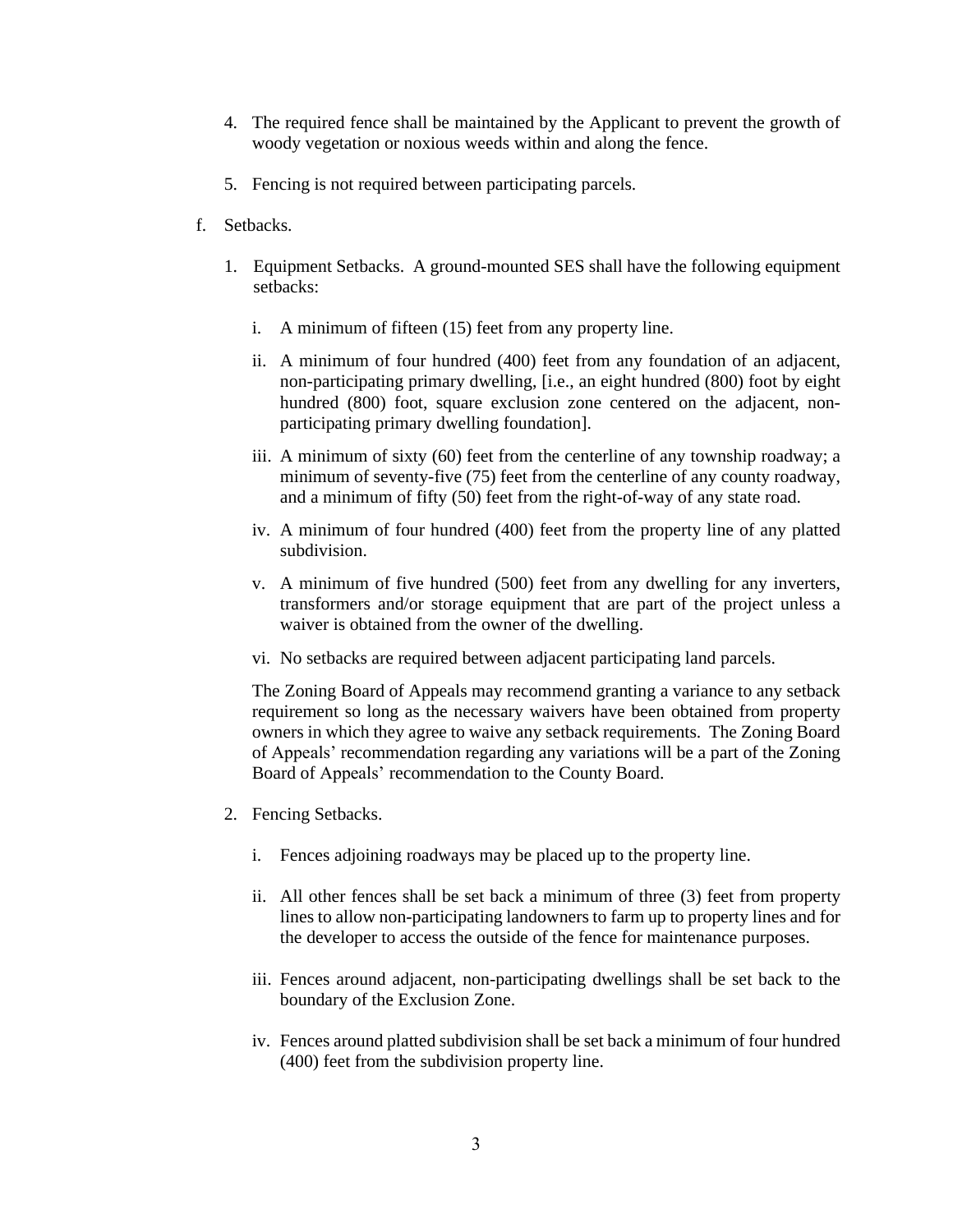4. The required fence shall be maintained by the Applicant to prevent the growth of woody vegetation or noxious weeds within and along the fence.

5. Fencing is not required between participating parcels.

f. Setbacks.

   1. Equipment Setbacks. A ground-mounted SES shall have the following equipment setbacks:

      i. A minimum of fifteen (15) feet from any property line.

      ii. A minimum of four hundred (400) feet from any foundation of an adjacent, non-participating primary dwelling, [i.e., an eight hundred (800) foot by eight hundred (800) foot, square exclusion zone centered on the adjacent, non-participating primary dwelling foundation].

      iii. A minimum of sixty (60) feet from the centerline of any township roadway; a minimum of seventy-five (75) feet from the centerline of any county roadway, and a minimum of fifty (50) feet from the right-of-way of any state road.

      iv. A minimum of four hundred (400) feet from the property line of any platted subdivision.

      v. A minimum of five hundred (500) feet from any dwelling for any inverters, transformers and/or storage equipment that are part of the project unless a waiver is obtained from the owner of the dwelling.

      vi. No setbacks are required between adjacent participating land parcels.

      The Zoning Board of Appeals may recommend granting a variance to any setback requirement so long as the necessary waivers have been obtained from property owners in which they agree to waive any setback requirements. The Zoning Board of Appeals' recommendation regarding any variations will be a part of the Zoning Board of Appeals' recommendation to the County Board.

   2. Fencing Setbacks.

      i. Fences adjoining roadways may be placed up to the property line.

      ii. All other fences shall be set back a minimum of three (3) feet from property lines to allow non-participating landowners to farm up to property lines and for the developer to access the outside of the fence for maintenance purposes.

      iii. Fences around adjacent, non-participating dwellings shall be set back to the boundary of the Exclusion Zone.

      iv. Fences around platted subdivision shall be set back a minimum of four hundred (400) feet from the subdivision property line.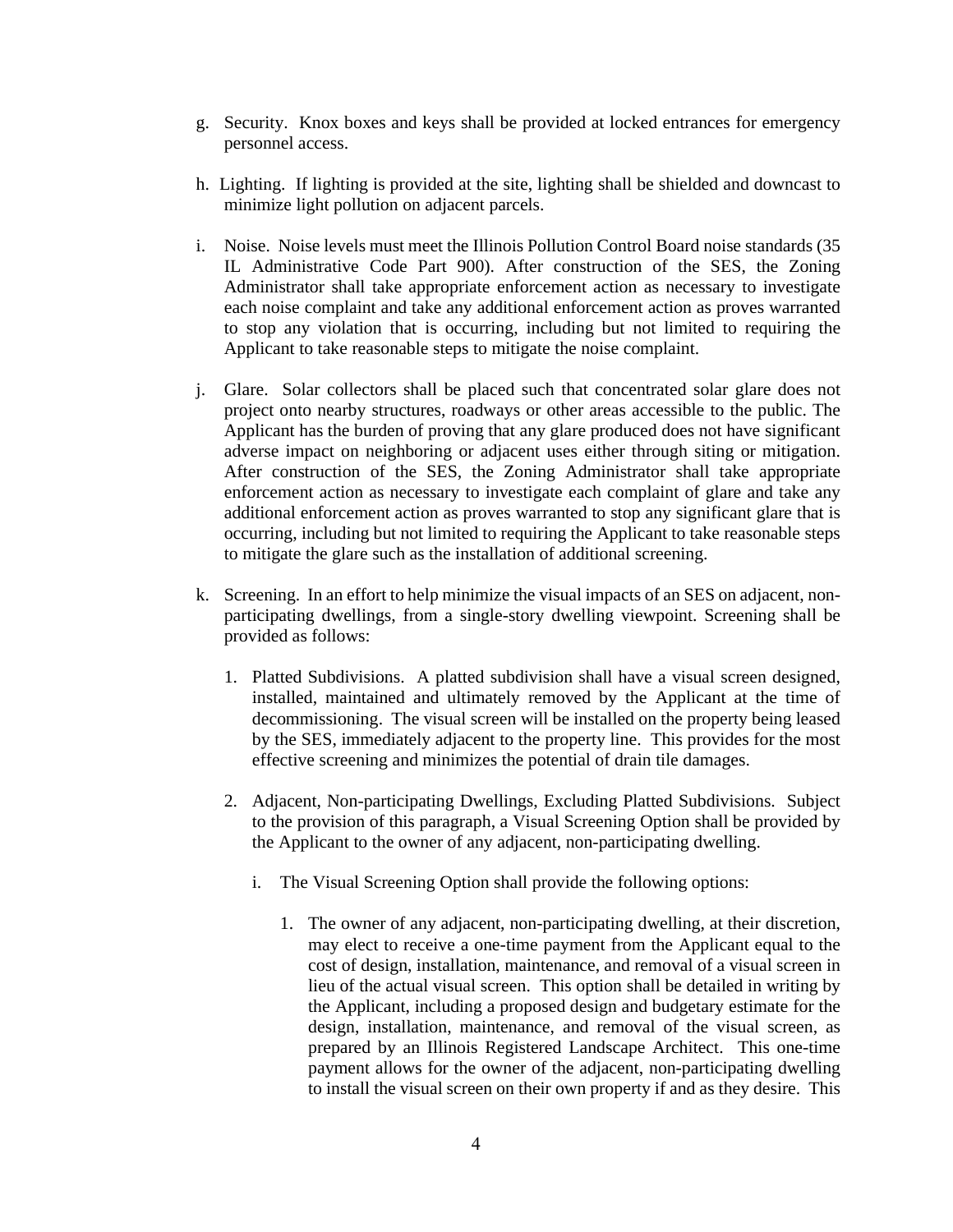g. Security. Knox boxes and keys shall be provided at locked entrances for emergency personnel access.

h. Lighting. If lighting is provided at the site, lighting shall be shielded and downcast to minimize light pollution on adjacent parcels.

i. Noise. Noise levels must meet the Illinois Pollution Control Board noise standards (35 IL Administrative Code Part 900). After construction of the SES, the Zoning Administrator shall take appropriate enforcement action as necessary to investigate each noise complaint and take any additional enforcement action as proves warranted to stop any violation that is occurring, including but not limited to requiring the Applicant to take reasonable steps to mitigate the noise complaint.

j. Glare. Solar collectors shall be placed such that concentrated solar glare does not project onto nearby structures, roadways or other areas accessible to the public. The Applicant has the burden of proving that any glare produced does not have significant adverse impact on neighboring or adjacent uses either through siting or mitigation. After construction of the SES, the Zoning Administrator shall take appropriate enforcement action as necessary to investigate each complaint of glare and take any additional enforcement action as proves warranted to stop any significant glare that is occurring, including but not limited to requiring the Applicant to take reasonable steps to mitigate the glare such as the installation of additional screening.

k. Screening. In an effort to help minimize the visual impacts of an SES on adjacent, non-participating dwellings, from a single-story dwelling viewpoint. Screening shall be provided as follows:

   1. Platted Subdivisions. A platted subdivision shall have a visual screen designed, installed, maintained and ultimately removed by the Applicant at the time of decommissioning. The visual screen will be installed on the property being leased by the SES, immediately adjacent to the property line. This provides for the most effective screening and minimizes the potential of drain tile damages.

   2. Adjacent, Non-participating Dwellings, Excluding Platted Subdivisions. Subject to the provision of this paragraph, a Visual Screening Option shall be provided by the Applicant to the owner of any adjacent, non-participating dwelling.

      i. The Visual Screening Option shall provide the following options:

         1. The owner of any adjacent, non-participating dwelling, at their discretion, may elect to receive a one-time payment from the Applicant equal to the cost of design, installation, maintenance, and removal of a visual screen in lieu of the actual visual screen. This option shall be detailed in writing by the Applicant, including a proposed design and budgetary estimate for the design, installation, maintenance, and removal of the visual screen, as prepared by an Illinois Registered Landscape Architect. This one-time payment allows for the owner of the adjacent, non-participating dwelling to install the visual screen on their own property if and as they desire. This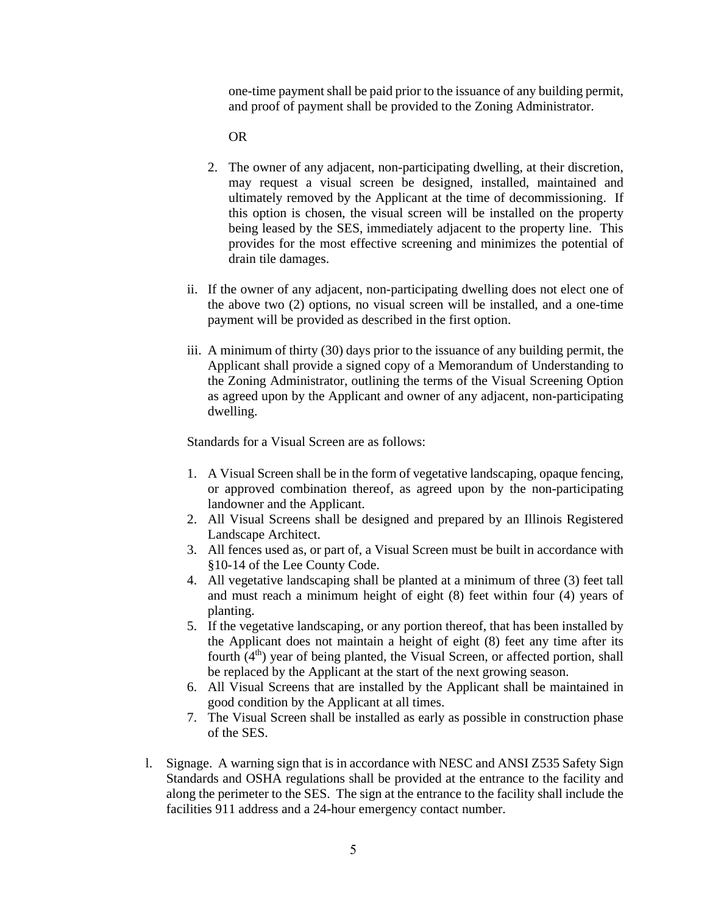one-time payment shall be paid prior to the issuance of any building permit, and proof of payment shall be provided to the Zoning Administrator.

OR

2. The owner of any adjacent, non-participating dwelling, at their discretion, may request a visual screen be designed, installed, maintained and ultimately removed by the Applicant at the time of decommissioning. If this option is chosen, the visual screen will be installed on the property being leased by the SES, immediately adjacent to the property line. This provides for the most effective screening and minimizes the potential of drain tile damages.

ii. If the owner of any adjacent, non-participating dwelling does not elect one of the above two (2) options, no visual screen will be installed, and a one-time payment will be provided as described in the first option.

iii. A minimum of thirty (30) days prior to the issuance of any building permit, the Applicant shall provide a signed copy of a Memorandum of Understanding to the Zoning Administrator, outlining the terms of the Visual Screening Option as agreed upon by the Applicant and owner of any adjacent, non-participating dwelling.

Standards for a Visual Screen are as follows:

1. A Visual Screen shall be in the form of vegetative landscaping, opaque fencing, or approved combination thereof, as agreed upon by the non-participating landowner and the Applicant.
2. All Visual Screens shall be designed and prepared by an Illinois Registered Landscape Architect.
3. All fences used as, or part of, a Visual Screen must be built in accordance with §10-14 of the Lee County Code.
4. All vegetative landscaping shall be planted at a minimum of three (3) feet tall and must reach a minimum height of eight (8) feet within four (4) years of planting.
5. If the vegetative landscaping, or any portion thereof, that has been installed by the Applicant does not maintain a height of eight (8) feet any time after its fourth (4th) year of being planted, the Visual Screen, or affected portion, shall be replaced by the Applicant at the start of the next growing season.
6. All Visual Screens that are installed by the Applicant shall be maintained in good condition by the Applicant at all times.
7. The Visual Screen shall be installed as early as possible in construction phase of the SES.

l. Signage. A warning sign that is in accordance with NESC and ANSI Z535 Safety Sign Standards and OSHA regulations shall be provided at the entrance to the facility and along the perimeter to the SES. The sign at the entrance to the facility shall include the facilities 911 address and a 24-hour emergency contact number.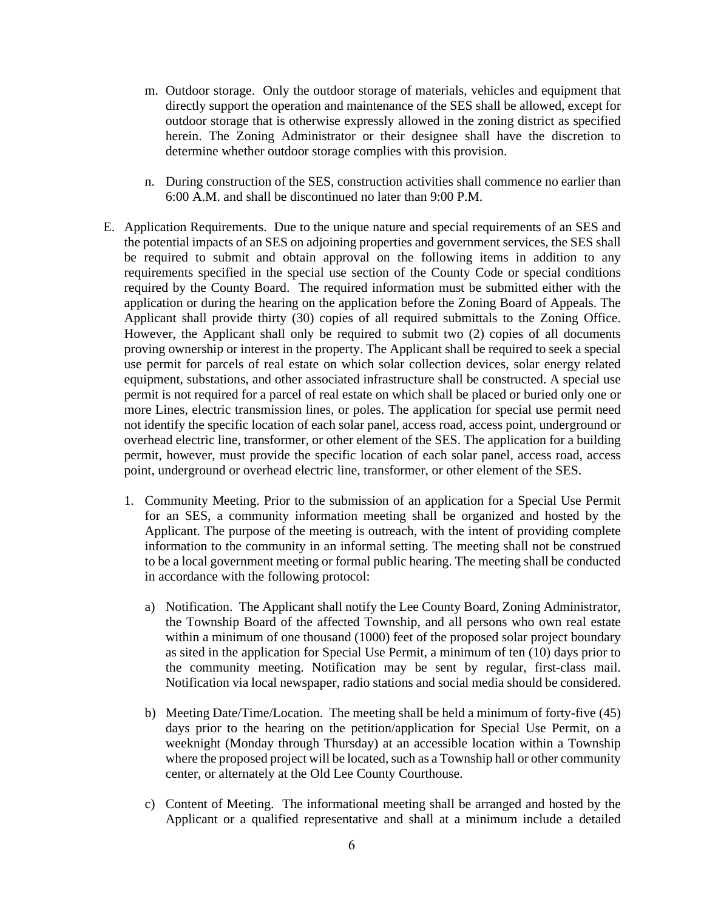m. Outdoor storage. Only the outdoor storage of materials, vehicles and equipment that directly support the operation and maintenance of the SES shall be allowed, except for outdoor storage that is otherwise expressly allowed in the zoning district as specified herein. The Zoning Administrator or their designee shall have the discretion to determine whether outdoor storage complies with this provision.

n. During construction of the SES, construction activities shall commence no earlier than 6:00 A.M. and shall be discontinued no later than 9:00 P.M.

E. Application Requirements. Due to the unique nature and special requirements of an SES and the potential impacts of an SES on adjoining properties and government services, the SES shall be required to submit and obtain approval on the following items in addition to any requirements specified in the special use section of the County Code or special conditions required by the County Board. The required information must be submitted either with the application or during the hearing on the application before the Zoning Board of Appeals. The Applicant shall provide thirty (30) copies of all required submittals to the Zoning Office. However, the Applicant shall only be required to submit two (2) copies of all documents proving ownership or interest in the property. The Applicant shall be required to seek a special use permit for parcels of real estate on which solar collection devices, solar energy related equipment, substations, and other associated infrastructure shall be constructed. A special use permit is not required for a parcel of real estate on which shall be placed or buried only one or more Lines, electric transmission lines, or poles. The application for special use permit need not identify the specific location of each solar panel, access road, access point, underground or overhead electric line, transformer, or other element of the SES. The application for a building permit, however, must provide the specific location of each solar panel, access road, access point, underground or overhead electric line, transformer, or other element of the SES.

1. Community Meeting. Prior to the submission of an application for a Special Use Permit for an SES, a community information meeting shall be organized and hosted by the Applicant. The purpose of the meeting is outreach, with the intent of providing complete information to the community in an informal setting. The meeting shall not be construed to be a local government meeting or formal public hearing. The meeting shall be conducted in accordance with the following protocol:

   a) Notification. The Applicant shall notify the Lee County Board, Zoning Administrator, the Township Board of the affected Township, and all persons who own real estate within a minimum of one thousand (1000) feet of the proposed solar project boundary as sited in the application for Special Use Permit, a minimum of ten (10) days prior to the community meeting. Notification may be sent by regular, first-class mail. Notification via local newspaper, radio stations and social media should be considered.

   b) Meeting Date/Time/Location. The meeting shall be held a minimum of forty-five (45) days prior to the hearing on the petition/application for Special Use Permit, on a weeknight (Monday through Thursday) at an accessible location within a Township where the proposed project will be located, such as a Township hall or other community center, or alternately at the Old Lee County Courthouse.

   c) Content of Meeting. The informational meeting shall be arranged and hosted by the Applicant or a qualified representative and shall at a minimum include a detailed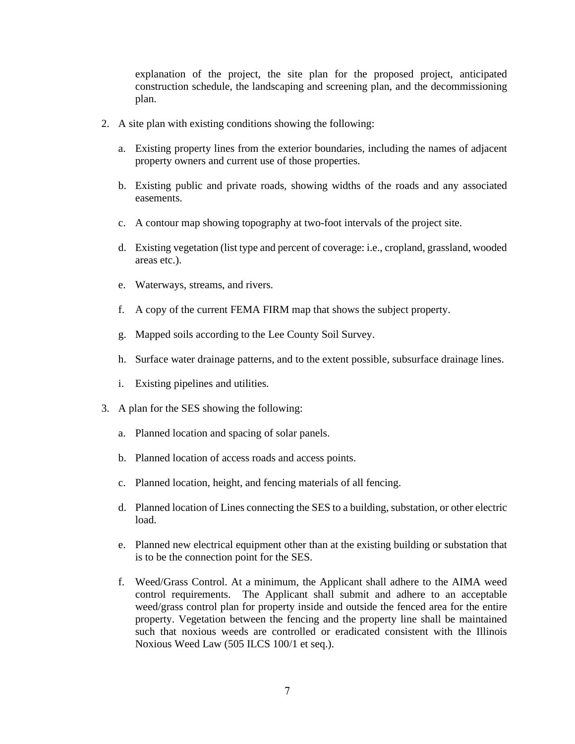explanation of the project, the site plan for the proposed project, anticipated construction schedule, the landscaping and screening plan, and the decommissioning plan.

2. A site plan with existing conditions showing the following:

   a. Existing property lines from the exterior boundaries, including the names of adjacent property owners and current use of those properties.

   b. Existing public and private roads, showing widths of the roads and any associated easements.

   c. A contour map showing topography at two-foot intervals of the project site.

   d. Existing vegetation (list type and percent of coverage: i.e., cropland, grassland, wooded areas etc.).

   e. Waterways, streams, and rivers.

   f. A copy of the current FEMA FIRM map that shows the subject property.

   g. Mapped soils according to the Lee County Soil Survey.

   h. Surface water drainage patterns, and to the extent possible, subsurface drainage lines.

   i. Existing pipelines and utilities.

3. A plan for the SES showing the following:

   a. Planned location and spacing of solar panels.

   b. Planned location of access roads and access points.

   c. Planned location, height, and fencing materials of all fencing.

   d. Planned location of Lines connecting the SES to a building, substation, or other electric load.

   e. Planned new electrical equipment other than at the existing building or substation that is to be the connection point for the SES.

   f. Weed/Grass Control. At a minimum, the Applicant shall adhere to the AIMA weed control requirements. The Applicant shall submit and adhere to an acceptable weed/grass control plan for property inside and outside the fenced area for the entire property. Vegetation between the fencing and the property line shall be maintained such that noxious weeds are controlled or eradicated consistent with the Illinois Noxious Weed Law (505 ILCS 100/1 et seq.).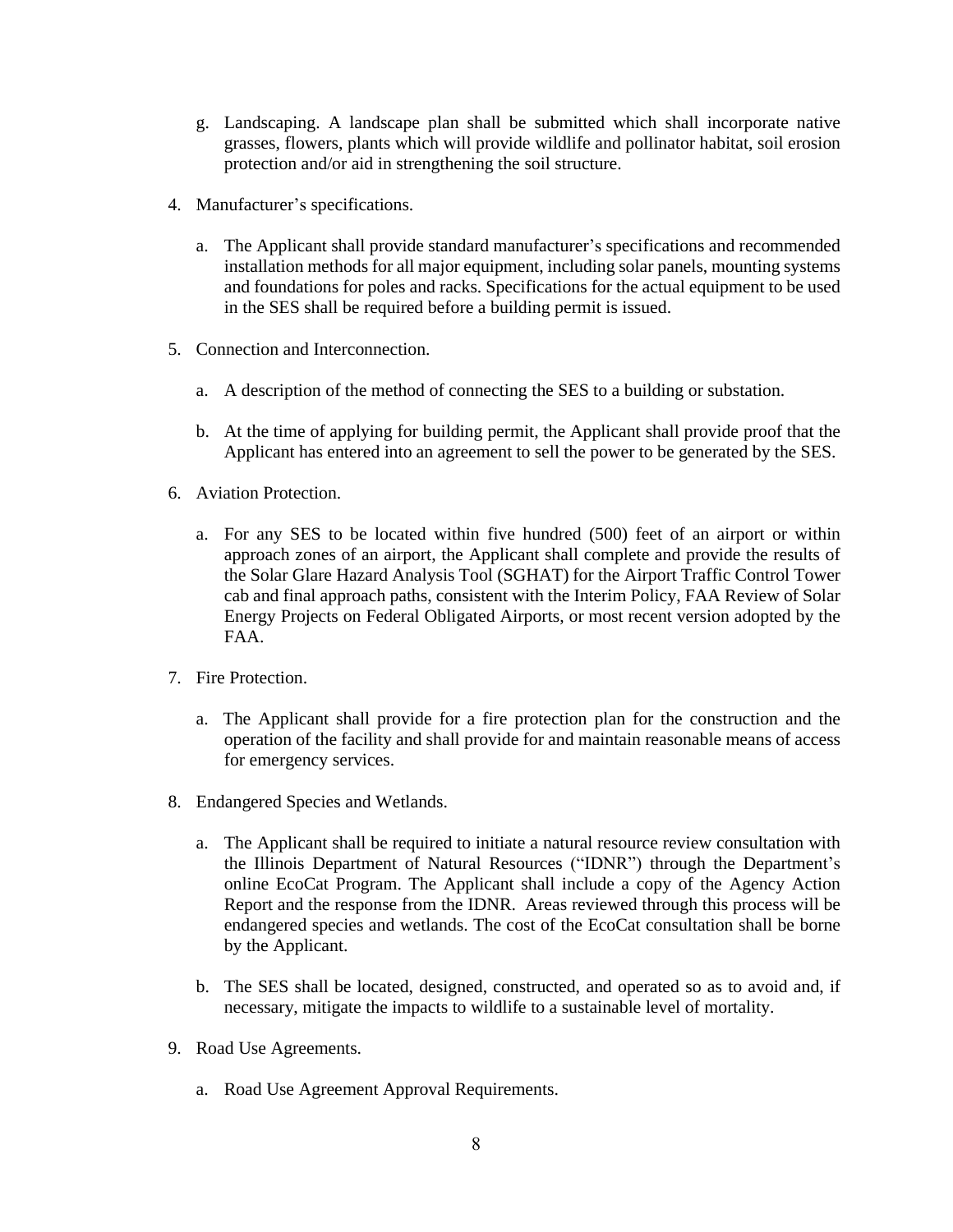g. Landscaping. A landscape plan shall be submitted which shall incorporate native grasses, flowers, plants which will provide wildlife and pollinator habitat, soil erosion protection and/or aid in strengthening the soil structure.

4. Manufacturer's specifications.

   a. The Applicant shall provide standard manufacturer's specifications and recommended installation methods for all major equipment, including solar panels, mounting systems and foundations for poles and racks. Specifications for the actual equipment to be used in the SES shall be required before a building permit is issued.

5. Connection and Interconnection.

   a. A description of the method of connecting the SES to a building or substation.

   b. At the time of applying for building permit, the Applicant shall provide proof that the Applicant has entered into an agreement to sell the power to be generated by the SES.

6. Aviation Protection.

   a. For any SES to be located within five hundred (500) feet of an airport or within approach zones of an airport, the Applicant shall complete and provide the results of the Solar Glare Hazard Analysis Tool (SGHAT) for the Airport Traffic Control Tower cab and final approach paths, consistent with the Interim Policy, FAA Review of Solar Energy Projects on Federal Obligated Airports, or most recent version adopted by the FAA.

7. Fire Protection.

   a. The Applicant shall provide for a fire protection plan for the construction and the operation of the facility and shall provide for and maintain reasonable means of access for emergency services.

8. Endangered Species and Wetlands.

   a. The Applicant shall be required to initiate a natural resource review consultation with the Illinois Department of Natural Resources ("IDNR") through the Department's online EcoCat Program. The Applicant shall include a copy of the Agency Action Report and the response from the IDNR. Areas reviewed through this process will be endangered species and wetlands. The cost of the EcoCat consultation shall be borne by the Applicant.

   b. The SES shall be located, designed, constructed, and operated so as to avoid and, if necessary, mitigate the impacts to wildlife to a sustainable level of mortality.

9. Road Use Agreements.

   a. Road Use Agreement Approval Requirements.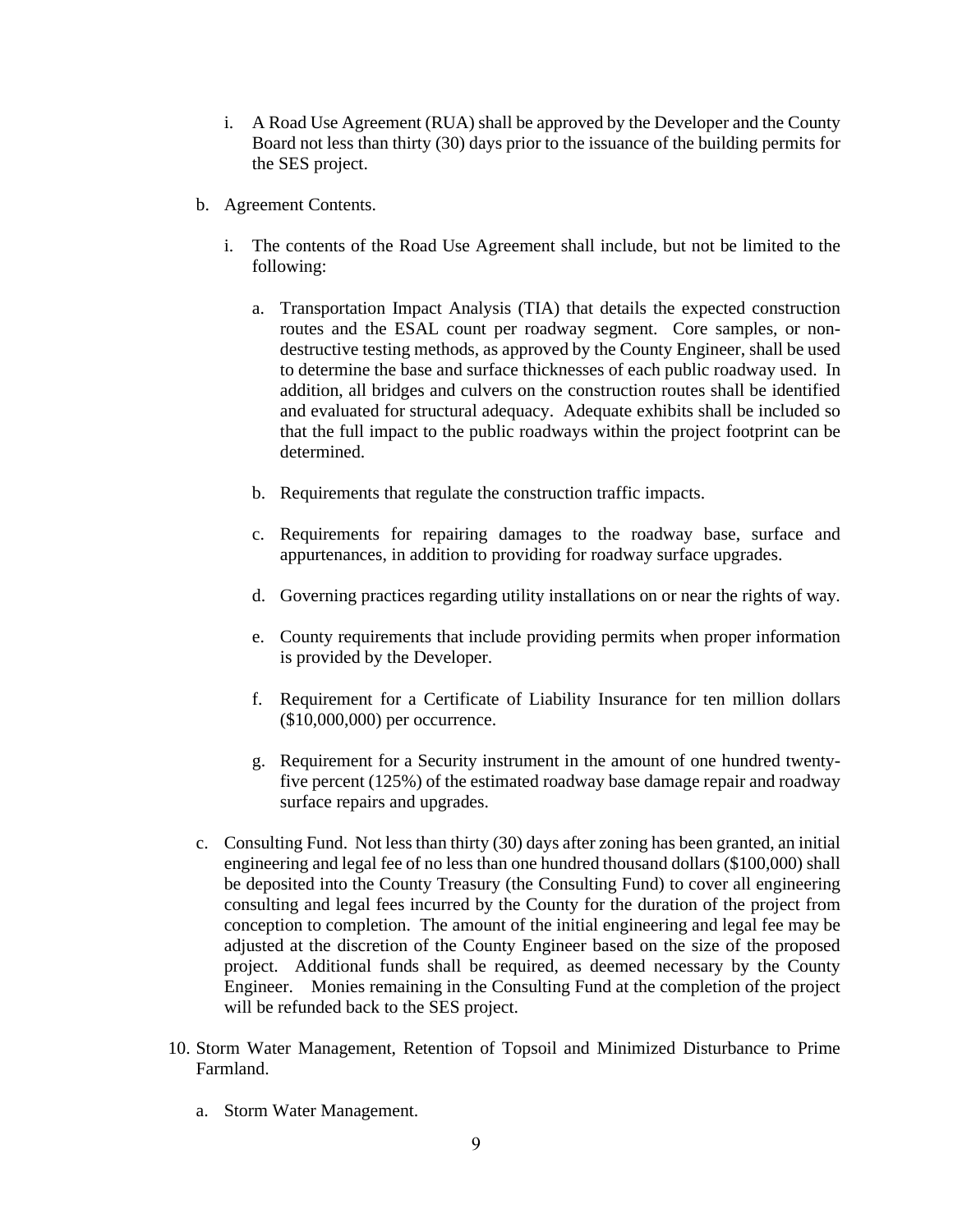i. A Road Use Agreement (RUA) shall be approved by the Developer and the County Board not less than thirty (30) days prior to the issuance of the building permits for the SES project.

b. Agreement Contents.

   i. The contents of the Road Use Agreement shall include, but not be limited to the following:

      a. Transportation Impact Analysis (TIA) that details the expected construction routes and the ESAL count per roadway segment. Core samples, or non-destructive testing methods, as approved by the County Engineer, shall be used to determine the base and surface thicknesses of each public roadway used. In addition, all bridges and culvers on the construction routes shall be identified and evaluated for structural adequacy. Adequate exhibits shall be included so that the full impact to the public roadways within the project footprint can be determined.

      b. Requirements that regulate the construction traffic impacts.

      c. Requirements for repairing damages to the roadway base, surface and appurtenances, in addition to providing for roadway surface upgrades.

      d. Governing practices regarding utility installations on or near the rights of way.

      e. County requirements that include providing permits when proper information is provided by the Developer.

      f. Requirement for a Certificate of Liability Insurance for ten million dollars ($10,000,000) per occurrence.

      g. Requirement for a Security instrument in the amount of one hundred twenty-five percent (125%) of the estimated roadway base damage repair and roadway surface repairs and upgrades.

c. Consulting Fund. Not less than thirty (30) days after zoning has been granted, an initial engineering and legal fee of no less than one hundred thousand dollars ($100,000) shall be deposited into the County Treasury (the Consulting Fund) to cover all engineering consulting and legal fees incurred by the County for the duration of the project from conception to completion. The amount of the initial engineering and legal fee may be adjusted at the discretion of the County Engineer based on the size of the proposed project. Additional funds shall be required, as deemed necessary by the County Engineer. Monies remaining in the Consulting Fund at the completion of the project will be refunded back to the SES project.

10. Storm Water Management, Retention of Topsoil and Minimized Disturbance to Prime Farmland.

    a. Storm Water Management.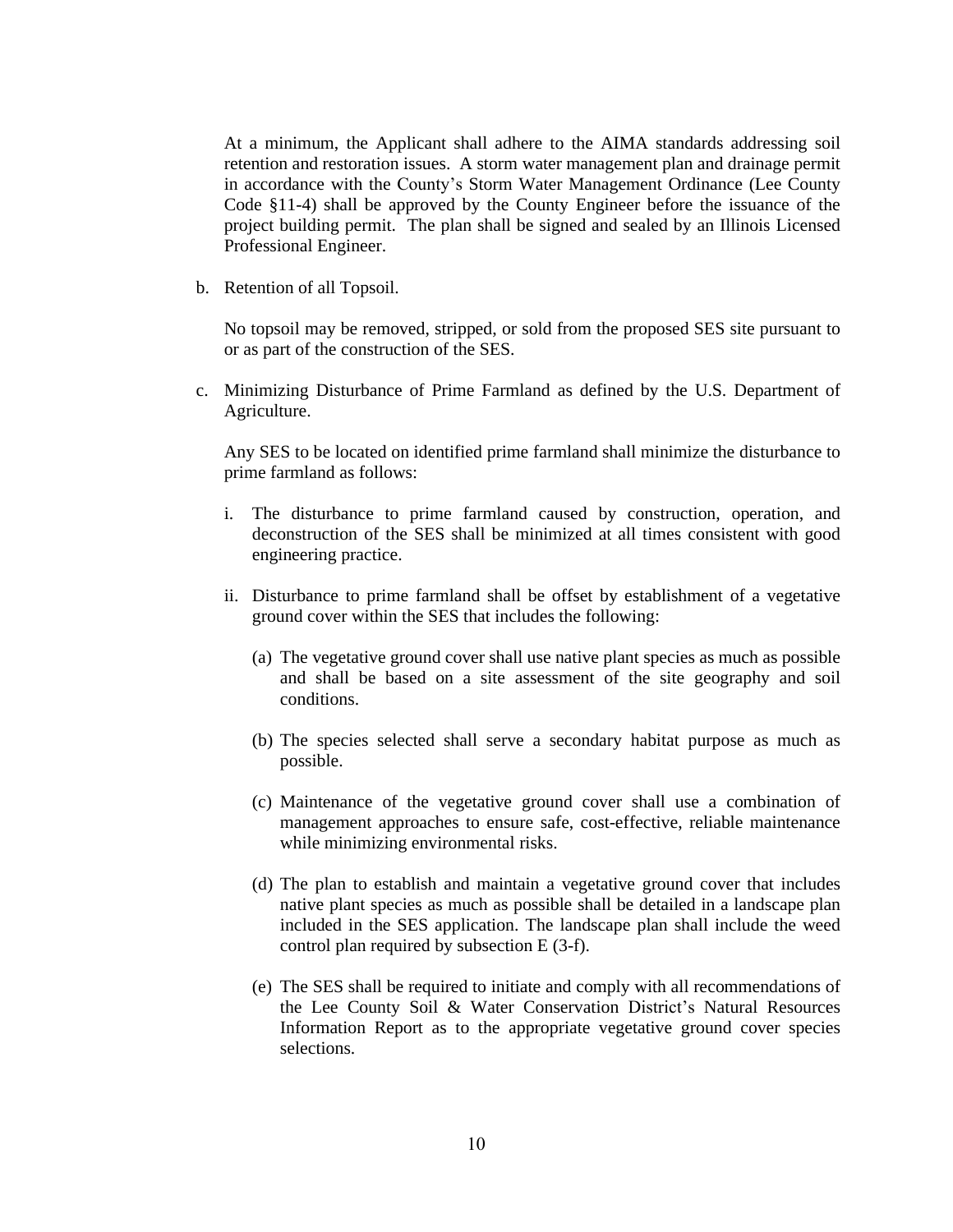At a minimum, the Applicant shall adhere to the AIMA standards addressing soil retention and restoration issues. A storm water management plan and drainage permit in accordance with the County's Storm Water Management Ordinance (Lee County Code §11-4) shall be approved by the County Engineer before the issuance of the project building permit. The plan shall be signed and sealed by an Illinois Licensed Professional Engineer.

b. Retention of all Topsoil.

   No topsoil may be removed, stripped, or sold from the proposed SES site pursuant to or as part of the construction of the SES.

c. Minimizing Disturbance of Prime Farmland as defined by the U.S. Department of Agriculture.

   Any SES to be located on identified prime farmland shall minimize the disturbance to prime farmland as follows:

   i. The disturbance to prime farmland caused by construction, operation, and deconstruction of the SES shall be minimized at all times consistent with good engineering practice.

   ii. Disturbance to prime farmland shall be offset by establishment of a vegetative ground cover within the SES that includes the following:

      (a) The vegetative ground cover shall use native plant species as much as possible and shall be based on a site assessment of the site geography and soil conditions.

      (b) The species selected shall serve a secondary habitat purpose as much as possible.

      (c) Maintenance of the vegetative ground cover shall use a combination of management approaches to ensure safe, cost-effective, reliable maintenance while minimizing environmental risks.

      (d) The plan to establish and maintain a vegetative ground cover that includes native plant species as much as possible shall be detailed in a landscape plan included in the SES application. The landscape plan shall include the weed control plan required by subsection E (3-f).

      (e) The SES shall be required to initiate and comply with all recommendations of the Lee County Soil & Water Conservation District's Natural Resources Information Report as to the appropriate vegetative ground cover species selections.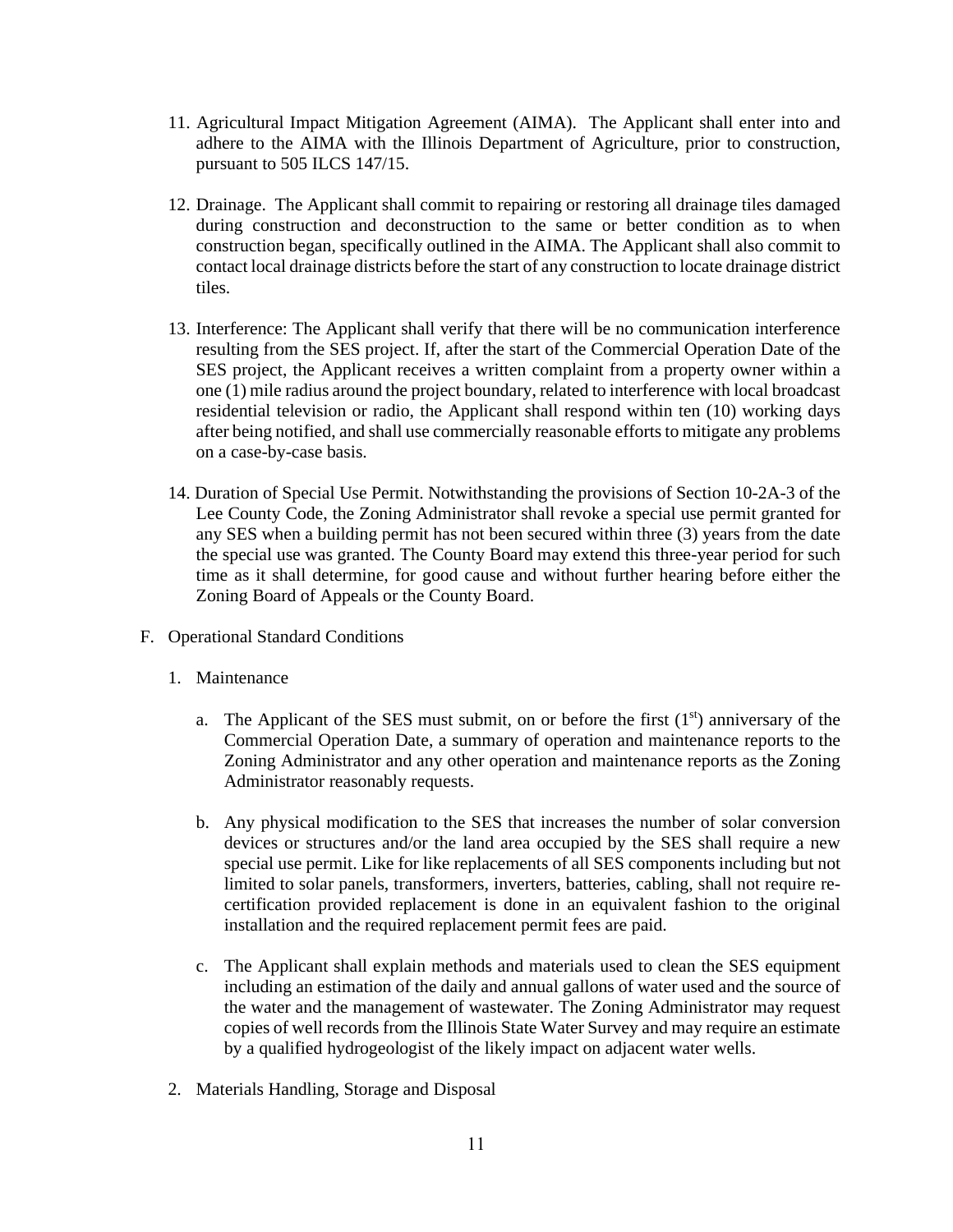11. Agricultural Impact Mitigation Agreement (AIMA). The Applicant shall enter into and adhere to the AIMA with the Illinois Department of Agriculture, prior to construction, pursuant to 505 ILCS 147/15.

12. Drainage. The Applicant shall commit to repairing or restoring all drainage tiles damaged during construction and deconstruction to the same or better condition as to when construction began, specifically outlined in the AIMA. The Applicant shall also commit to contact local drainage districts before the start of any construction to locate drainage district tiles.

13. Interference: The Applicant shall verify that there will be no communication interference resulting from the SES project. If, after the start of the Commercial Operation Date of the SES project, the Applicant receives a written complaint from a property owner within a one (1) mile radius around the project boundary, related to interference with local broadcast residential television or radio, the Applicant shall respond within ten (10) working days after being notified, and shall use commercially reasonable efforts to mitigate any problems on a case-by-case basis.

14. Duration of Special Use Permit. Notwithstanding the provisions of Section 10-2A-3 of the Lee County Code, the Zoning Administrator shall revoke a special use permit granted for any SES when a building permit has not been secured within three (3) years from the date the special use was granted. The County Board may extend this three-year period for such time as it shall determine, for good cause and without further hearing before either the Zoning Board of Appeals or the County Board.

F. Operational Standard Conditions

   1. Maintenance

      a. The Applicant of the SES must submit, on or before the first (1st) anniversary of the Commercial Operation Date, a summary of operation and maintenance reports to the Zoning Administrator and any other operation and maintenance reports as the Zoning Administrator reasonably requests.

      b. Any physical modification to the SES that increases the number of solar conversion devices or structures and/or the land area occupied by the SES shall require a new special use permit. Like for like replacements of all SES components including but not limited to solar panels, transformers, inverters, batteries, cabling, shall not require re-certification provided replacement is done in an equivalent fashion to the original installation and the required replacement permit fees are paid.

      c. The Applicant shall explain methods and materials used to clean the SES equipment including an estimation of the daily and annual gallons of water used and the source of the water and the management of wastewater. The Zoning Administrator may request copies of well records from the Illinois State Water Survey and may require an estimate by a qualified hydrogeologist of the likely impact on adjacent water wells.

   2. Materials Handling, Storage and Disposal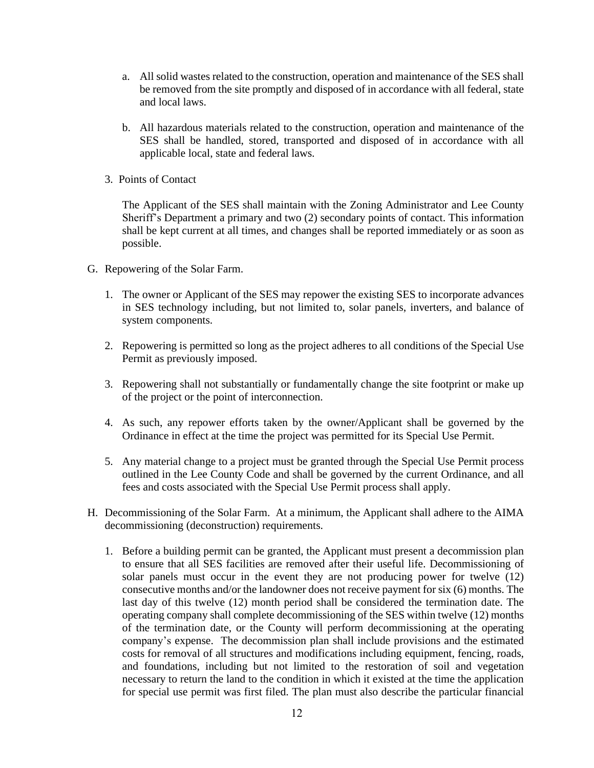a. All solid wastes related to the construction, operation and maintenance of the SES shall be removed from the site promptly and disposed of in accordance with all federal, state and local laws.

b. All hazardous materials related to the construction, operation and maintenance of the SES shall be handled, stored, transported and disposed of in accordance with all applicable local, state and federal laws.

3. Points of Contact

The Applicant of the SES shall maintain with the Zoning Administrator and Lee County Sheriff's Department a primary and two (2) secondary points of contact. This information shall be kept current at all times, and changes shall be reported immediately or as soon as possible.

G. Repowering of the Solar Farm.

1. The owner or Applicant of the SES may repower the existing SES to incorporate advances in SES technology including, but not limited to, solar panels, inverters, and balance of system components.

2. Repowering is permitted so long as the project adheres to all conditions of the Special Use Permit as previously imposed.

3. Repowering shall not substantially or fundamentally change the site footprint or make up of the project or the point of interconnection.

4. As such, any repower efforts taken by the owner/Applicant shall be governed by the Ordinance in effect at the time the project was permitted for its Special Use Permit.

5. Any material change to a project must be granted through the Special Use Permit process outlined in the Lee County Code and shall be governed by the current Ordinance, and all fees and costs associated with the Special Use Permit process shall apply.

H. Decommissioning of the Solar Farm. At a minimum, the Applicant shall adhere to the AIMA decommissioning (deconstruction) requirements.

1. Before a building permit can be granted, the Applicant must present a decommission plan to ensure that all SES facilities are removed after their useful life. Decommissioning of solar panels must occur in the event they are not producing power for twelve (12) consecutive months and/or the landowner does not receive payment for six (6) months. The last day of this twelve (12) month period shall be considered the termination date. The operating company shall complete decommissioning of the SES within twelve (12) months of the termination date, or the County will perform decommissioning at the operating company's expense. The decommission plan shall include provisions and the estimated costs for removal of all structures and modifications including equipment, fencing, roads, and foundations, including but not limited to the restoration of soil and vegetation necessary to return the land to the condition in which it existed at the time the application for special use permit was first filed. The plan must also describe the particular financial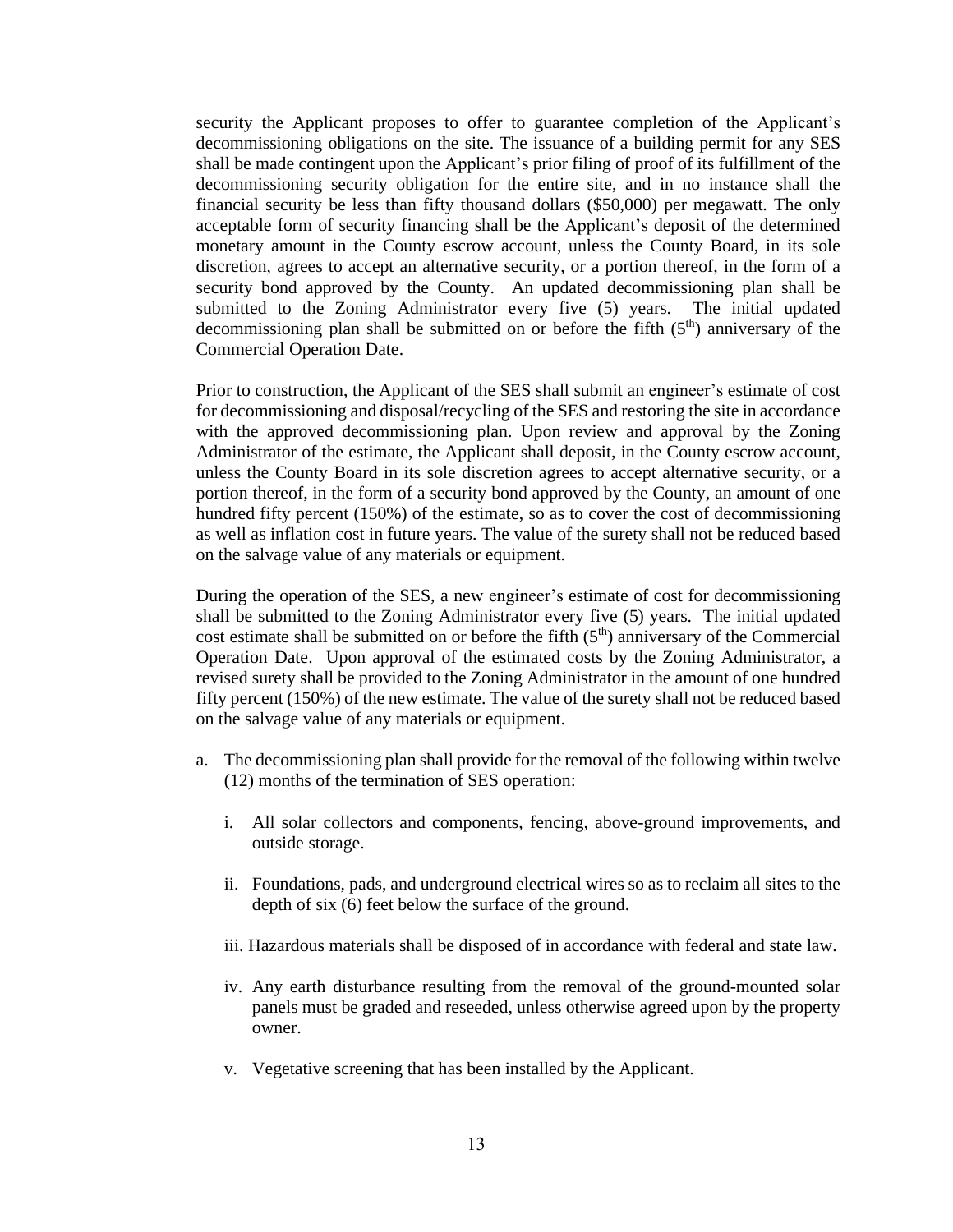security the Applicant proposes to offer to guarantee completion of the Applicant's decommissioning obligations on the site. The issuance of a building permit for any SES shall be made contingent upon the Applicant's prior filing of proof of its fulfillment of the decommissioning security obligation for the entire site, and in no instance shall the financial security be less than fifty thousand dollars ($50,000) per megawatt. The only acceptable form of security financing shall be the Applicant's deposit of the determined monetary amount in the County escrow account, unless the County Board, in its sole discretion, agrees to accept an alternative security, or a portion thereof, in the form of a security bond approved by the County. An updated decommissioning plan shall be submitted to the Zoning Administrator every five (5) years. The initial updated decommissioning plan shall be submitted on or before the fifth (5th) anniversary of the Commercial Operation Date.

Prior to construction, the Applicant of the SES shall submit an engineer's estimate of cost for decommissioning and disposal/recycling of the SES and restoring the site in accordance with the approved decommissioning plan. Upon review and approval by the Zoning Administrator of the estimate, the Applicant shall deposit, in the County escrow account, unless the County Board in its sole discretion agrees to accept alternative security, or a portion thereof, in the form of a security bond approved by the County, an amount of one hundred fifty percent (150%) of the estimate, so as to cover the cost of decommissioning as well as inflation cost in future years. The value of the surety shall not be reduced based on the salvage value of any materials or equipment.

During the operation of the SES, a new engineer's estimate of cost for decommissioning shall be submitted to the Zoning Administrator every five (5) years. The initial updated cost estimate shall be submitted on or before the fifth (5th) anniversary of the Commercial Operation Date. Upon approval of the estimated costs by the Zoning Administrator, a revised surety shall be provided to the Zoning Administrator in the amount of one hundred fifty percent (150%) of the new estimate. The value of the surety shall not be reduced based on the salvage value of any materials or equipment.

a. The decommissioning plan shall provide for the removal of the following within twelve (12) months of the termination of SES operation:

   i. All solar collectors and components, fencing, above-ground improvements, and outside storage.

   ii. Foundations, pads, and underground electrical wires so as to reclaim all sites to the depth of six (6) feet below the surface of the ground.

   iii. Hazardous materials shall be disposed of in accordance with federal and state law.

   iv. Any earth disturbance resulting from the removal of the ground-mounted solar panels must be graded and reseeded, unless otherwise agreed upon by the property owner.

   v. Vegetative screening that has been installed by the Applicant.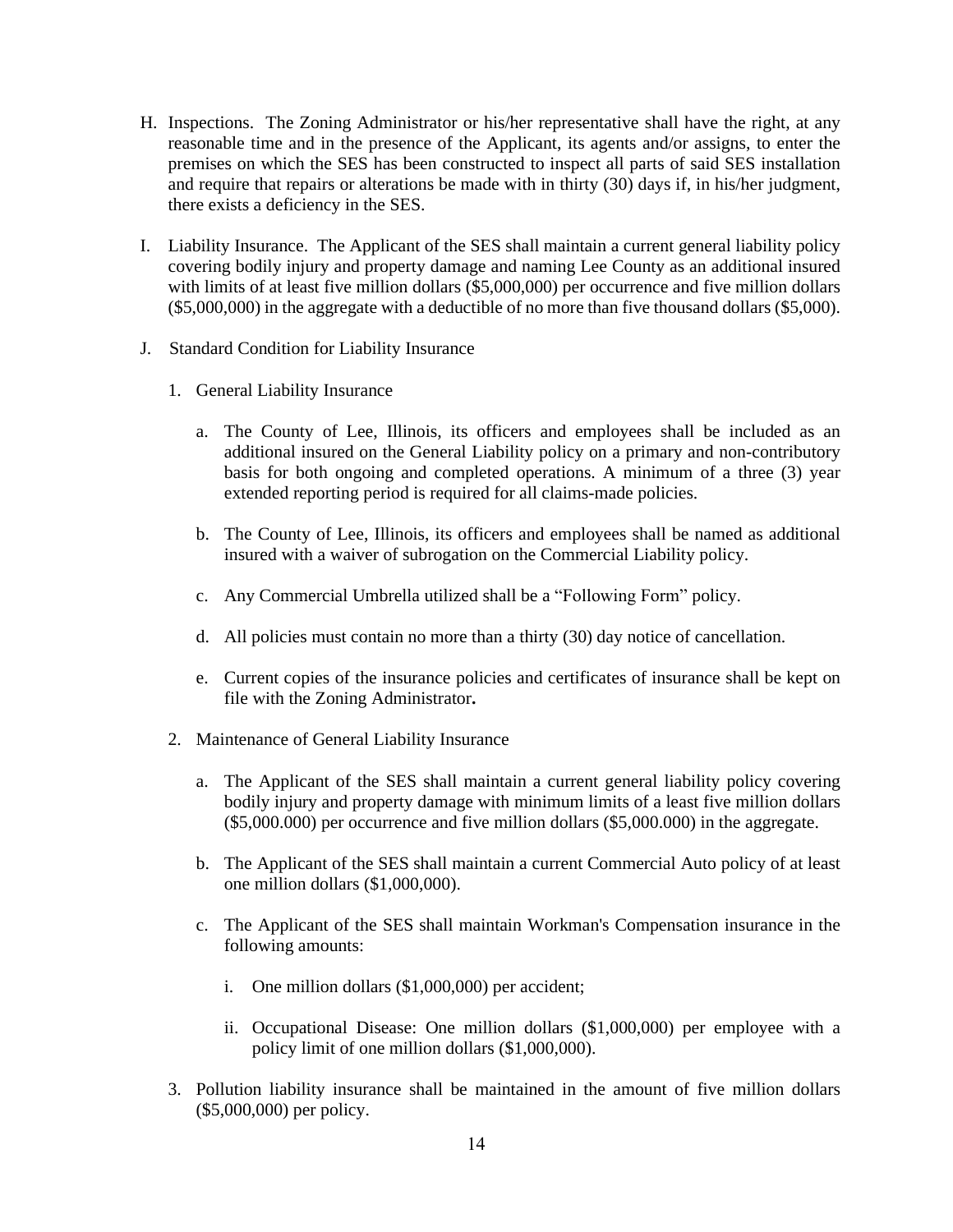H. Inspections. The Zoning Administrator or his/her representative shall have the right, at any reasonable time and in the presence of the Applicant, its agents and/or assigns, to enter the premises on which the SES has been constructed to inspect all parts of said SES installation and require that repairs or alterations be made with in thirty (30) days if, in his/her judgment, there exists a deficiency in the SES.

I. Liability Insurance. The Applicant of the SES shall maintain a current general liability policy covering bodily injury and property damage and naming Lee County as an additional insured with limits of at least five million dollars ($5,000,000) per occurrence and five million dollars ($5,000,000) in the aggregate with a deductible of no more than five thousand dollars ($5,000).

J. Standard Condition for Liability Insurance

1. General Liability Insurance

   a. The County of Lee, Illinois, its officers and employees shall be included as an additional insured on the General Liability policy on a primary and non-contributory basis for both ongoing and completed operations. A minimum of a three (3) year extended reporting period is required for all claims-made policies.

   b. The County of Lee, Illinois, its officers and employees shall be named as additional insured with a waiver of subrogation on the Commercial Liability policy.

   c. Any Commercial Umbrella utilized shall be a "Following Form" policy.

   d. All policies must contain no more than a thirty (30) day notice of cancellation.

   e. Current copies of the insurance policies and certificates of insurance shall be kept on file with the Zoning Administrator**.**

2. Maintenance of General Liability Insurance

   a. The Applicant of the SES shall maintain a current general liability policy covering bodily injury and property damage with minimum limits of a least five million dollars ($5,000.000) per occurrence and five million dollars ($5,000.000) in the aggregate.

   b. The Applicant of the SES shall maintain a current Commercial Auto policy of at least one million dollars ($1,000,000).

   c. The Applicant of the SES shall maintain Workman's Compensation insurance in the following amounts:

      i. One million dollars ($1,000,000) per accident;

      ii. Occupational Disease: One million dollars ($1,000,000) per employee with a policy limit of one million dollars ($1,000,000).

3. Pollution liability insurance shall be maintained in the amount of five million dollars ($5,000,000) per policy.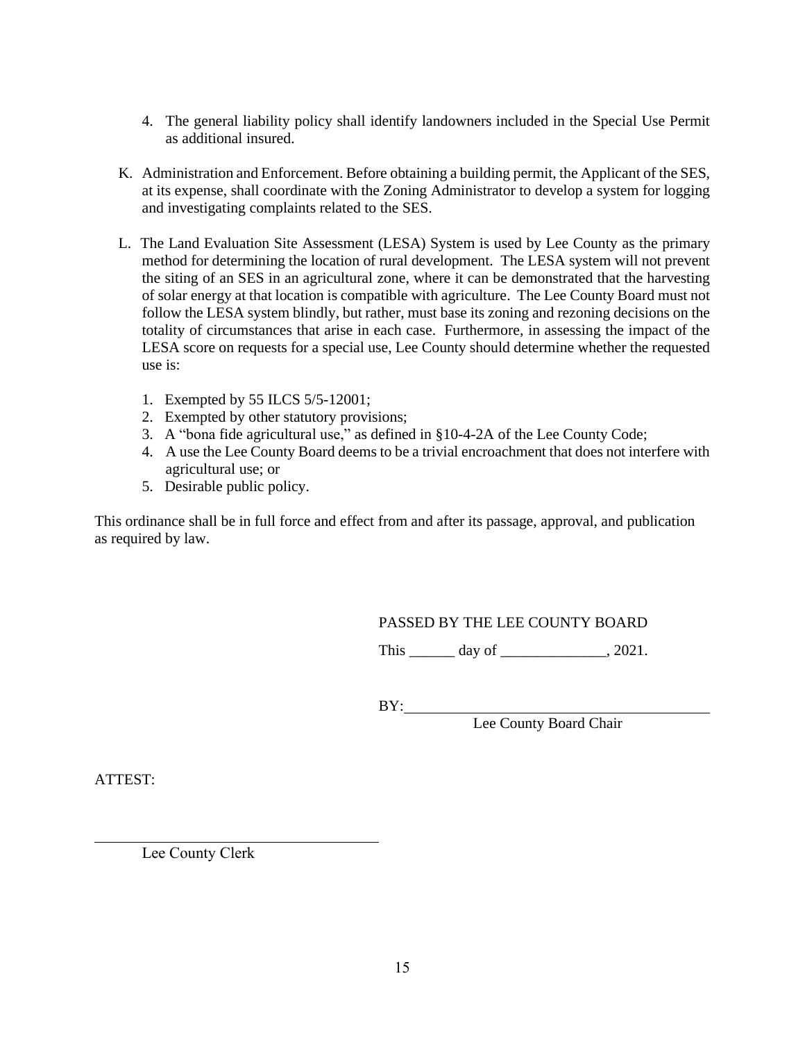4. The general liability policy shall identify landowners included in the Special Use Permit as additional insured.

K. Administration and Enforcement. Before obtaining a building permit, the Applicant of the SES, at its expense, shall coordinate with the Zoning Administrator to develop a system for logging and investigating complaints related to the SES.

L. The Land Evaluation Site Assessment (LESA) System is used by Lee County as the primary method for determining the location of rural development. The LESA system will not prevent the siting of an SES in an agricultural zone, where it can be demonstrated that the harvesting of solar energy at that location is compatible with agriculture. The Lee County Board must not follow the LESA system blindly, but rather, must base its zoning and rezoning decisions on the totality of circumstances that arise in each case. Furthermore, in assessing the impact of the LESA score on requests for a special use, Lee County should determine whether the requested use is:

1. Exempted by 55 ILCS 5/5-12001;
2. Exempted by other statutory provisions;
3. A "bona fide agricultural use," as defined in §10-4-2A of the Lee County Code;
4. A use the Lee County Board deems to be a trivial encroachment that does not interfere with agricultural use; or
5. Desirable public policy.

This ordinance shall be in full force and effect from and after its passage, approval, and publication as required by law.

PASSED BY THE LEE COUNTY BOARD

This ______ day of ______________, 2021.

BY:________________________________________

Lee County Board Chair

ATTEST:

________________________________________

Lee County Clerk